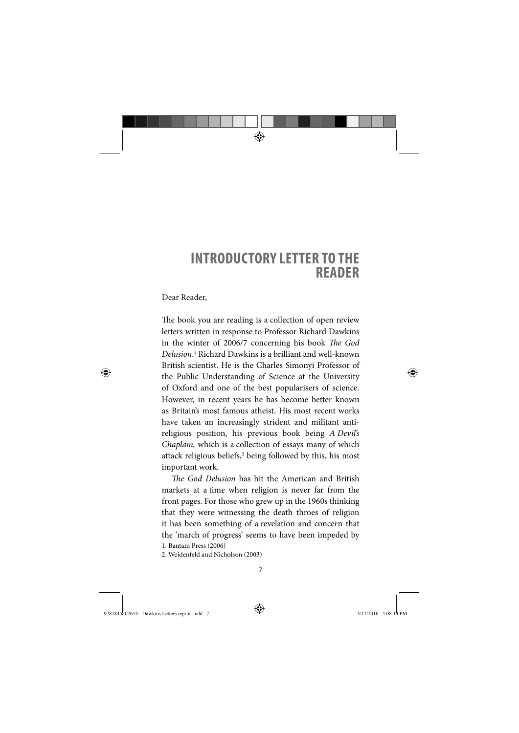# INTRODUCTORY LETTER TO THE READER

Dear Reader,

The book you are reading is a collection of open review letters written in response to Professor Richard Dawkins in the winter of 2006/7 concerning his book *The God Delusion*.[1] Richard Dawkins is a brilliant and well-known British scientist. He is the Charles Simonyi Professor of the Public Understanding of Science at the University of Oxford and one of the best popularisers of science. However, in recent years he has become better known as Britain's most famous atheist. His most recent works have taken an increasingly strident and militant anti-religious position, his previous book being *A Devil's Chaplain,* which is a collection of essays many of which attack religious beliefs,[2] being followed by this, his most important work.

*The God Delusion* has hit the American and British markets at a time when religion is never far from the front pages. For those who grew up in the 1960s thinking that they were witnessing the death throes of religion it has been something of a revelation and concern that the 'march of progress' seems to have been impeded by

1. Bantam Press (2006)

2. Weidenfeld and Nicholson (2003)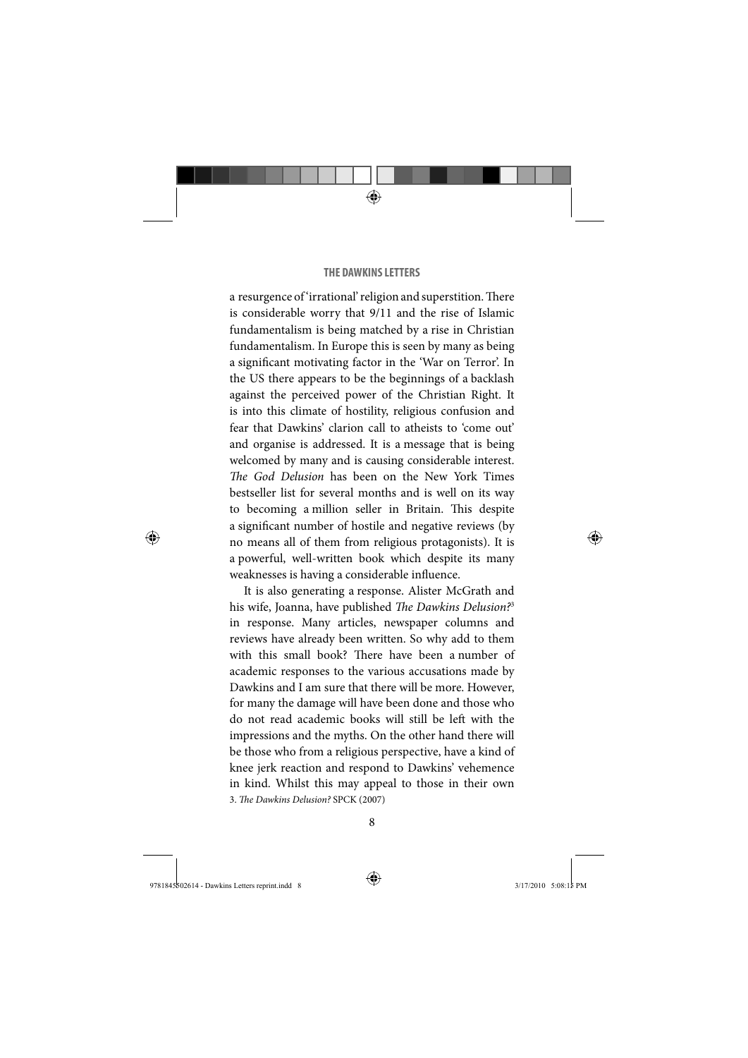a resurgence of 'irrational' religion and superstition. There is considerable worry that 9/11 and the rise of Islamic fundamentalism is being matched by a rise in Christian fundamentalism. In Europe this is seen by many as being a significant motivating factor in the 'War on Terror'. In the US there appears to be the beginnings of a backlash against the perceived power of the Christian Right. It is into this climate of hostility, religious confusion and fear that Dawkins' clarion call to atheists to 'come out' and organise is addressed. It is a message that is being welcomed by many and is causing considerable interest. *The God Delusion* has been on the New York Times bestseller list for several months and is well on its way to becoming a million seller in Britain. This despite a significant number of hostile and negative reviews (by no means all of them from religious protagonists). It is a powerful, well-written book which despite its many weaknesses is having a considerable influence.

It is also generating a response. Alister McGrath and his wife, Joanna, have published *The Dawkins Delusion?*[3] in response. Many articles, newspaper columns and reviews have already been written. So why add to them with this small book? There have been a number of academic responses to the various accusations made by Dawkins and I am sure that there will be more. However, for many the damage will have been done and those who do not read academic books will still be left with the impressions and the myths. On the other hand there will be those who from a religious perspective, have a kind of knee jerk reaction and respond to Dawkins' vehemence in kind. Whilst this may appeal to those in their own

3. *The Dawkins Delusion?* SPCK (2007)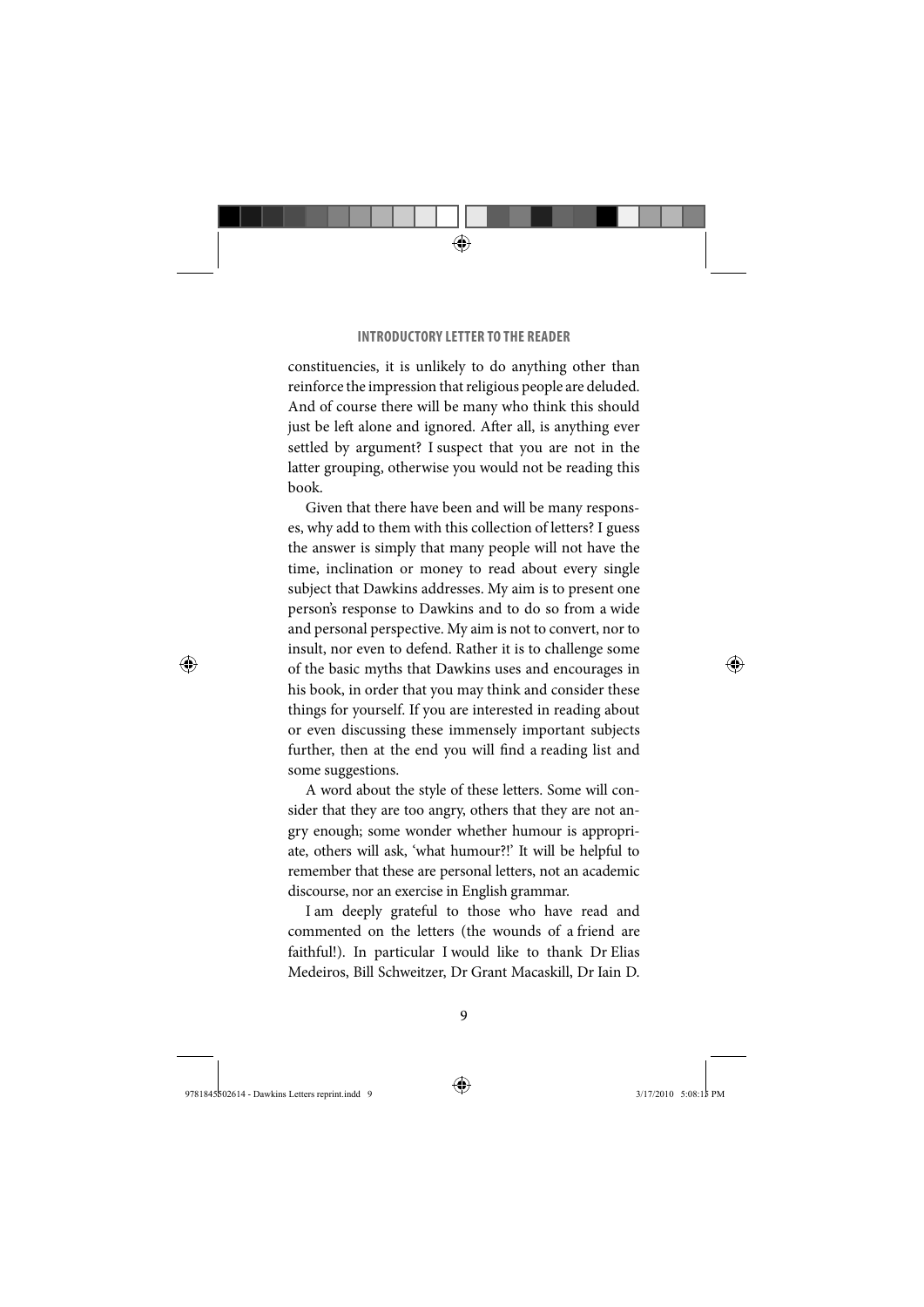constituencies, it is unlikely to do anything other than reinforce the impression that religious people are deluded. And of course there will be many who think this should just be left alone and ignored. After all, is anything ever settled by argument? I suspect that you are not in the latter grouping, otherwise you would not be reading this book.

Given that there have been and will be many responses, why add to them with this collection of letters? I guess the answer is simply that many people will not have the time, inclination or money to read about every single subject that Dawkins addresses. My aim is to present one person's response to Dawkins and to do so from a wide and personal perspective. My aim is not to convert, nor to insult, nor even to defend. Rather it is to challenge some of the basic myths that Dawkins uses and encourages in his book, in order that you may think and consider these things for yourself. If you are interested in reading about or even discussing these immensely important subjects further, then at the end you will find a reading list and some suggestions.

A word about the style of these letters. Some will consider that they are too angry, others that they are not angry enough; some wonder whether humour is appropriate, others will ask, 'what humour?!' It will be helpful to remember that these are personal letters, not an academic discourse, nor an exercise in English grammar.

I am deeply grateful to those who have read and commented on the letters (the wounds of a friend are faithful!). In particular I would like to thank Dr Elias Medeiros, Bill Schweitzer, Dr Grant Macaskill, Dr Iain D.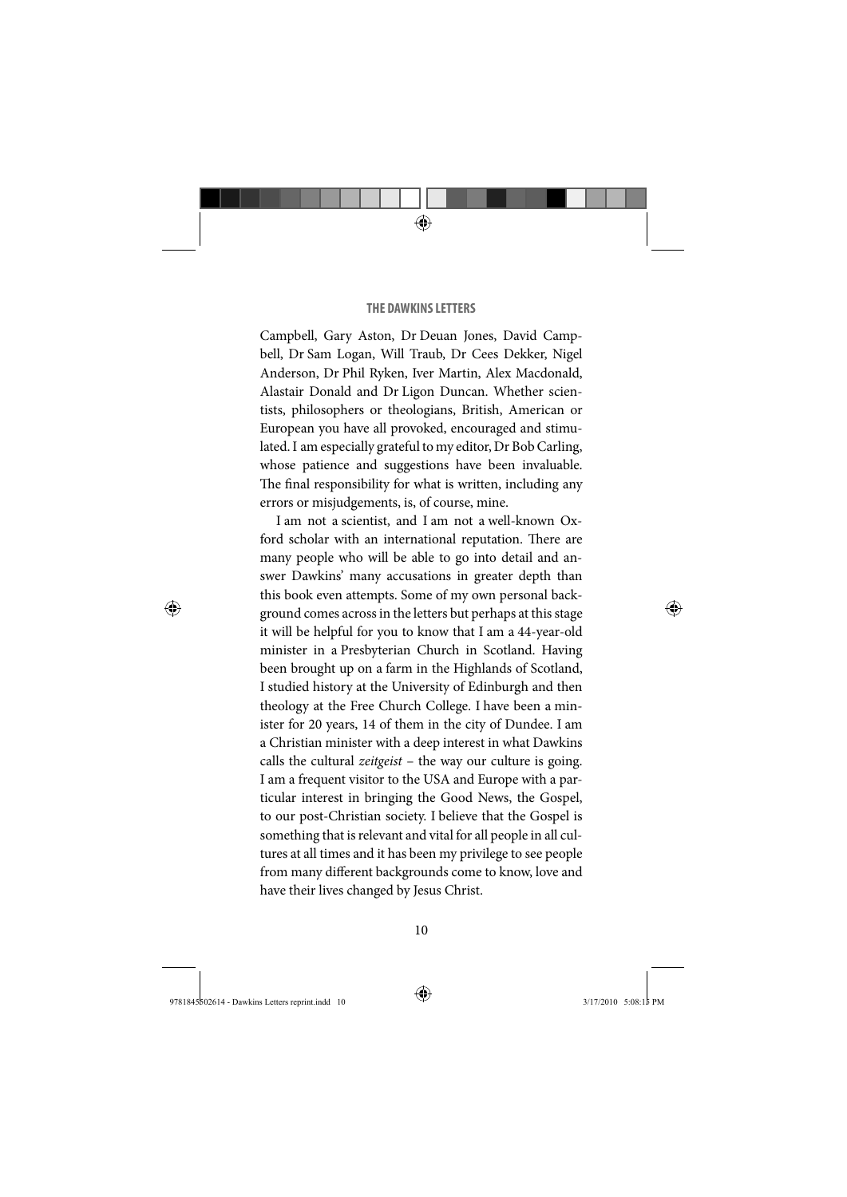Campbell, Gary Aston, Dr Deuan Jones, David Campbell, Dr Sam Logan, Will Traub, Dr Cees Dekker, Nigel Anderson, Dr Phil Ryken, Iver Martin, Alex Macdonald, Alastair Donald and Dr Ligon Duncan. Whether scientists, philosophers or theologians, British, American or European you have all provoked, encouraged and stimulated. I am especially grateful to my editor, Dr Bob Carling, whose patience and suggestions have been invaluable. The final responsibility for what is written, including any errors or misjudgements, is, of course, mine.

I am not a scientist, and I am not a well-known Oxford scholar with an international reputation. There are many people who will be able to go into detail and answer Dawkins' many accusations in greater depth than this book even attempts. Some of my own personal background comes across in the letters but perhaps at this stage it will be helpful for you to know that I am a 44-year-old minister in a Presbyterian Church in Scotland. Having been brought up on a farm in the Highlands of Scotland, I studied history at the University of Edinburgh and then theology at the Free Church College. I have been a minister for 20 years, 14 of them in the city of Dundee. I am a Christian minister with a deep interest in what Dawkins calls the cultural *zeitgeist* – the way our culture is going. I am a frequent visitor to the USA and Europe with a particular interest in bringing the Good News, the Gospel, to our post-Christian society. I believe that the Gospel is something that is relevant and vital for all people in all cultures at all times and it has been my privilege to see people from many different backgrounds come to know, love and have their lives changed by Jesus Christ.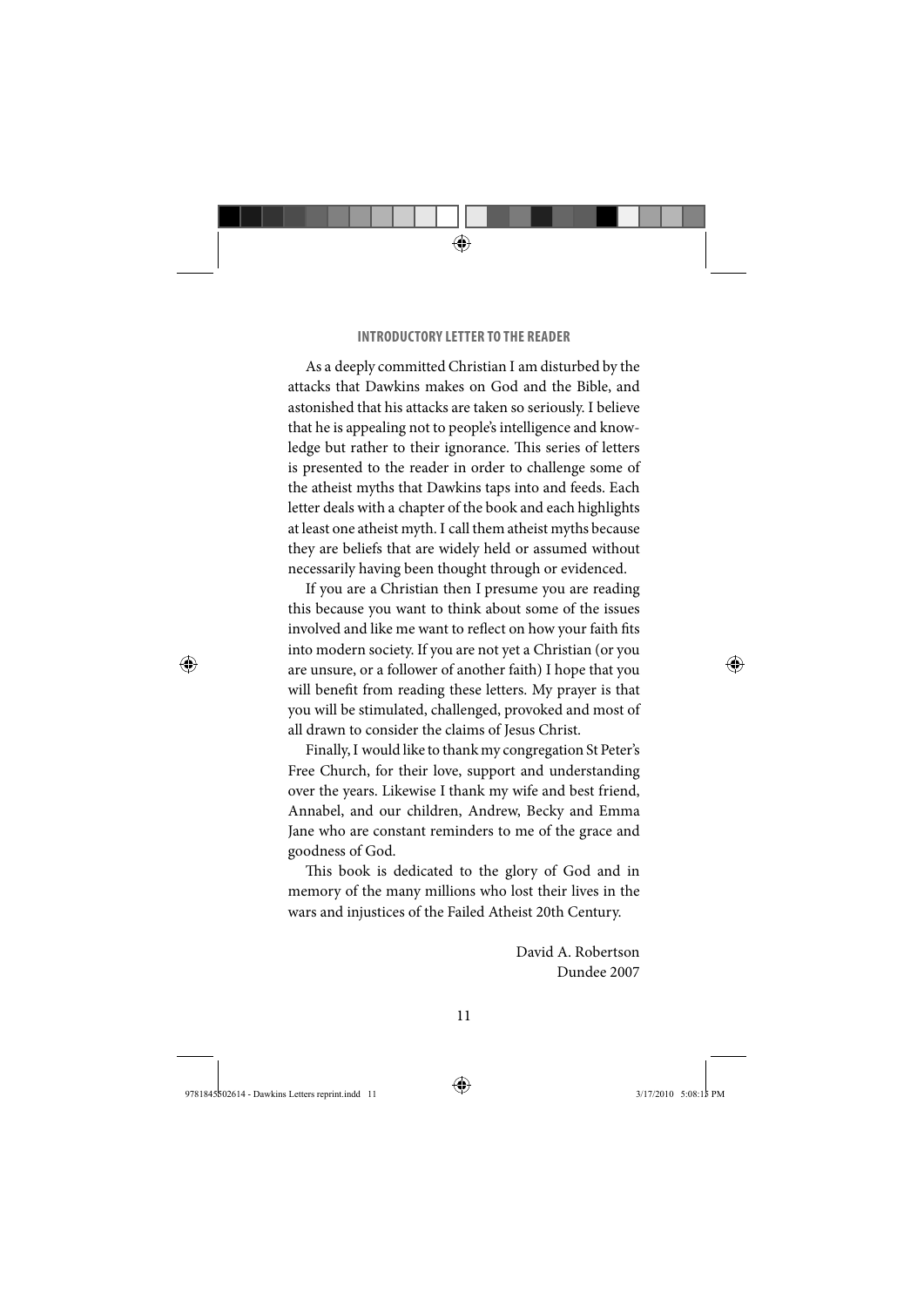## INTRODUCTORY LETTER TO THE READER

As a deeply committed Christian I am disturbed by the attacks that Dawkins makes on God and the Bible, and astonished that his attacks are taken so seriously. I believe that he is appealing not to people's intelligence and knowledge but rather to their ignorance. This series of letters is presented to the reader in order to challenge some of the atheist myths that Dawkins taps into and feeds. Each letter deals with a chapter of the book and each highlights at least one atheist myth. I call them atheist myths because they are beliefs that are widely held or assumed without necessarily having been thought through or evidenced.

If you are a Christian then I presume you are reading this because you want to think about some of the issues involved and like me want to reflect on how your faith fits into modern society. If you are not yet a Christian (or you are unsure, or a follower of another faith) I hope that you will benefit from reading these letters. My prayer is that you will be stimulated, challenged, provoked and most of all drawn to consider the claims of Jesus Christ.

Finally, I would like to thank my congregation St Peter's Free Church, for their love, support and understanding over the years. Likewise I thank my wife and best friend, Annabel, and our children, Andrew, Becky and Emma Jane who are constant reminders to me of the grace and goodness of God.

This book is dedicated to the glory of God and in memory of the many millions who lost their lives in the wars and injustices of the Failed Atheist 20th Century.

David A. Robertson  
Dundee 2007